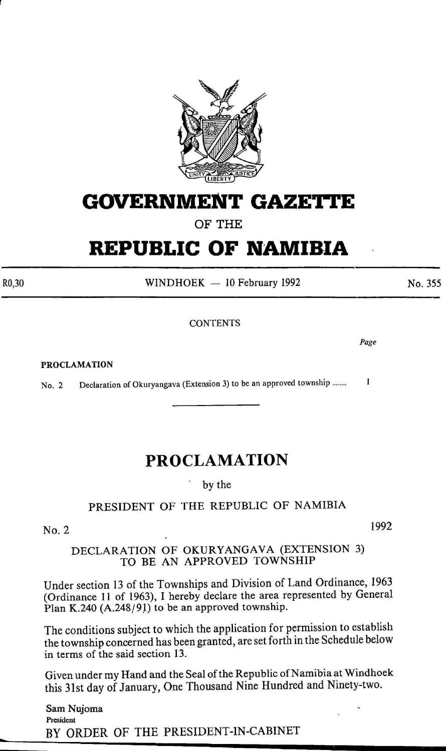# GOVERNMENT GAZETTE

OF THE

# REPUBLIC OF NAMIBIA

R0,30 WINDHOEK — 10 February 1992 No. 355

CONTENTS

| | | Page |
|---|---|---|
| **PROCLAMATION** | | |
| No. 2 | Declaration of Okuryangava (Extension 3) to be an approved township ........ | 1 |

---

## PROCLAMATION

by the

PRESIDENT OF THE REPUBLIC OF NAMIBIA

No. 2 1992

DECLARATION OF OKURYANGAVA (EXTENSION 3) TO BE AN APPROVED TOWNSHIP

Under section 13 of the Townships and Division of Land Ordinance, 1963 (Ordinance 11 of 1963), I hereby declare the area represented by General Plan K.240 (A.248/91) to be an approved township.

The conditions subject to which the application for permission to establish the township concerned has been granted, are set forth in the Schedule below in terms of the said section 13.

Given under my Hand and the Seal of the Republic of Namibia at Windhoek this 31st day of January, One Thousand Nine Hundred and Ninety-two.

Sam Nujoma
President

BY ORDER OF THE PRESIDENT-IN-CABINET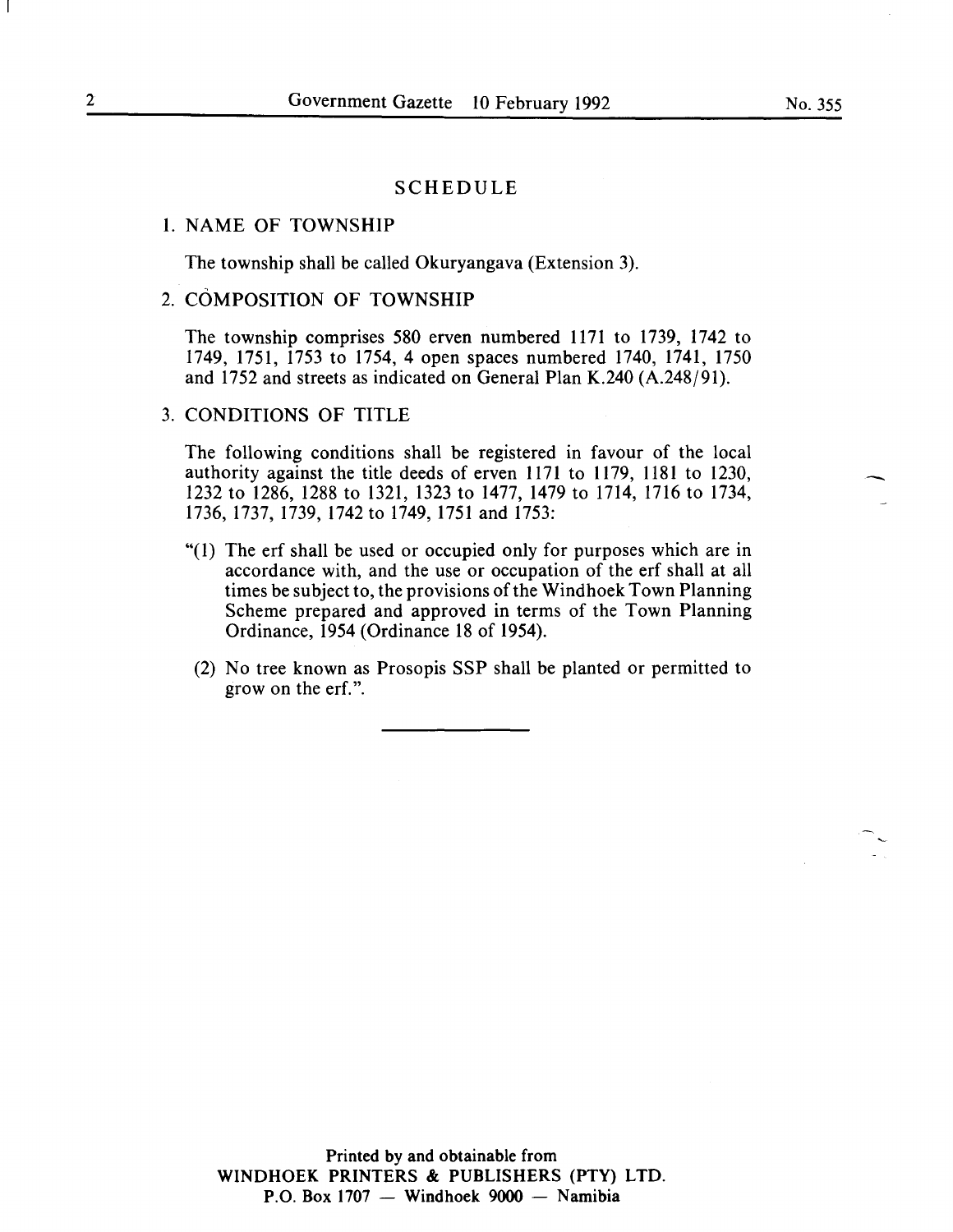## SCHEDULE

### 1. NAME OF TOWNSHIP

The township shall be called Okuryangava (Extension 3).

### 2. COMPOSITION OF TOWNSHIP

The township comprises 580 erven numbered 1171 to 1739, 1742 to 1749, 1751, 1753 to 1754, 4 open spaces numbered 1740, 1741, 1750 and 1752 and streets as indicated on General Plan K.240 (A.248/91).

### 3. CONDITIONS OF TITLE

The following conditions shall be registered in favour of the local authority against the title deeds of erven 1171 to 1179, 1181 to 1230, 1232 to 1286, 1288 to 1321, 1323 to 1477, 1479 to 1714, 1716 to 1734, 1736, 1737, 1739, 1742 to 1749, 1751 and 1753:

"(1) The erf shall be used or occupied only for purposes which are in accordance with, and the use or occupation of the erf shall at all times be subject to, the provisions of the Windhoek Town Planning Scheme prepared and approved in terms of the Town Planning Ordinance, 1954 (Ordinance 18 of 1954).

(2) No tree known as Prosopis SSP shall be planted or permitted to grow on the erf.".

---

**Printed by and obtainable from**
**WINDHOEK PRINTERS & PUBLISHERS (PTY) LTD.**
**P.O. Box 1707 — Windhoek 9000 — Namibia**